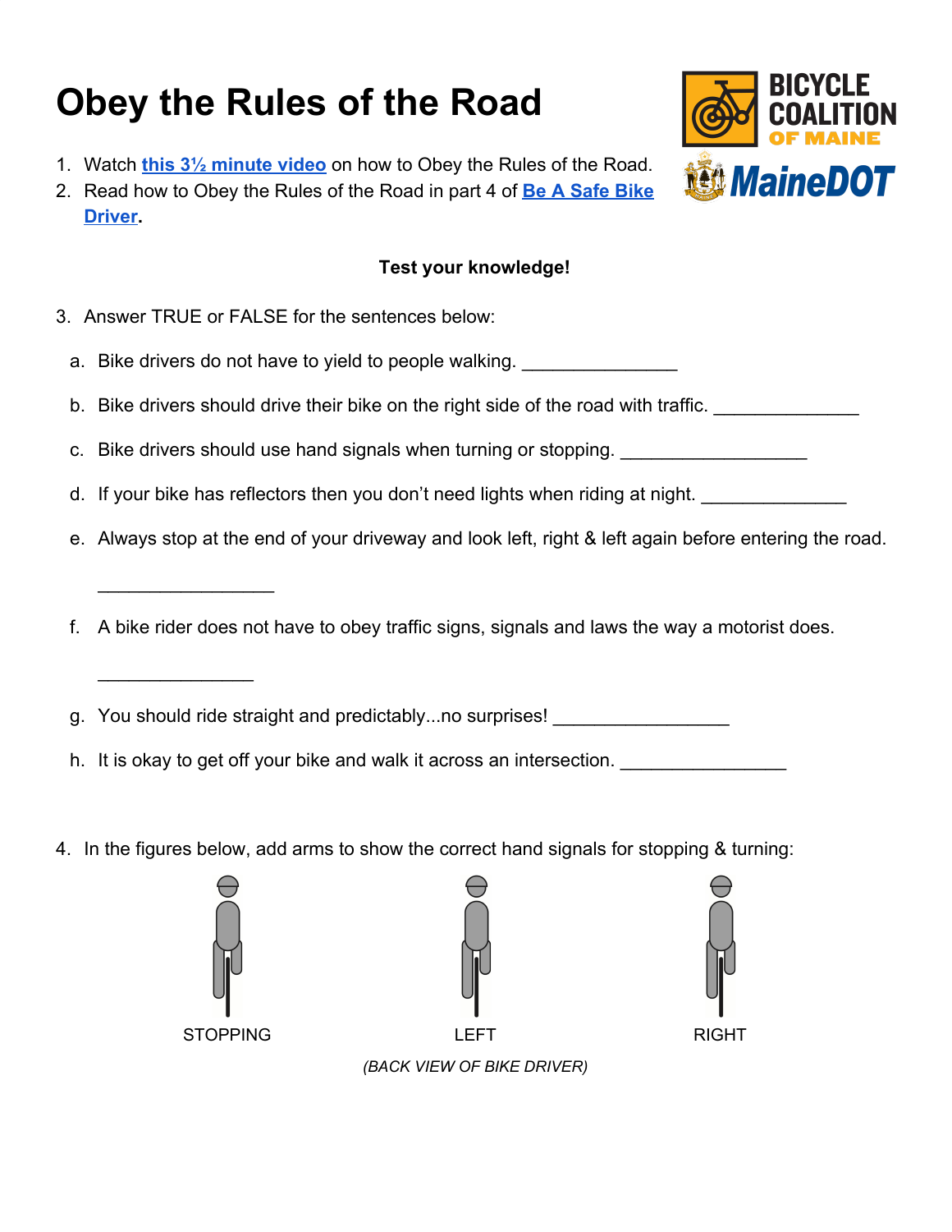# Obey the Rules of the Road

BICYCLE COALITION OF MAINE

MaineDOT

1. Watch **this 3½ minute video** on how to Obey the Rules of the Road.
2. Read how to Obey the Rules of the Road in part 4 of **Be A Safe Bike Driver**.

**Test your knowledge!**

3. Answer TRUE or FALSE for the sentences below:

   a. Bike drivers do not have to yield to people walking. _______________

   b. Bike drivers should drive their bike on the right side of the road with traffic. ______________

   c. Bike drivers should use hand signals when turning or stopping. __________________

   d. If your bike has reflectors then you don't need lights when riding at night. ______________

   e. Always stop at the end of your driveway and look left, right & left again before entering the road.

   _________________

   f. A bike rider does not have to obey traffic signs, signals and laws the way a motorist does.

   _______________

   g. You should ride straight and predictably...no surprises! _________________

   h. It is okay to get off your bike and walk it across an intersection. ________________

4. In the figures below, add arms to show the correct hand signals for stopping & turning:

STOPPING | LEFT | RIGHT

*(BACK VIEW OF BIKE DRIVER)*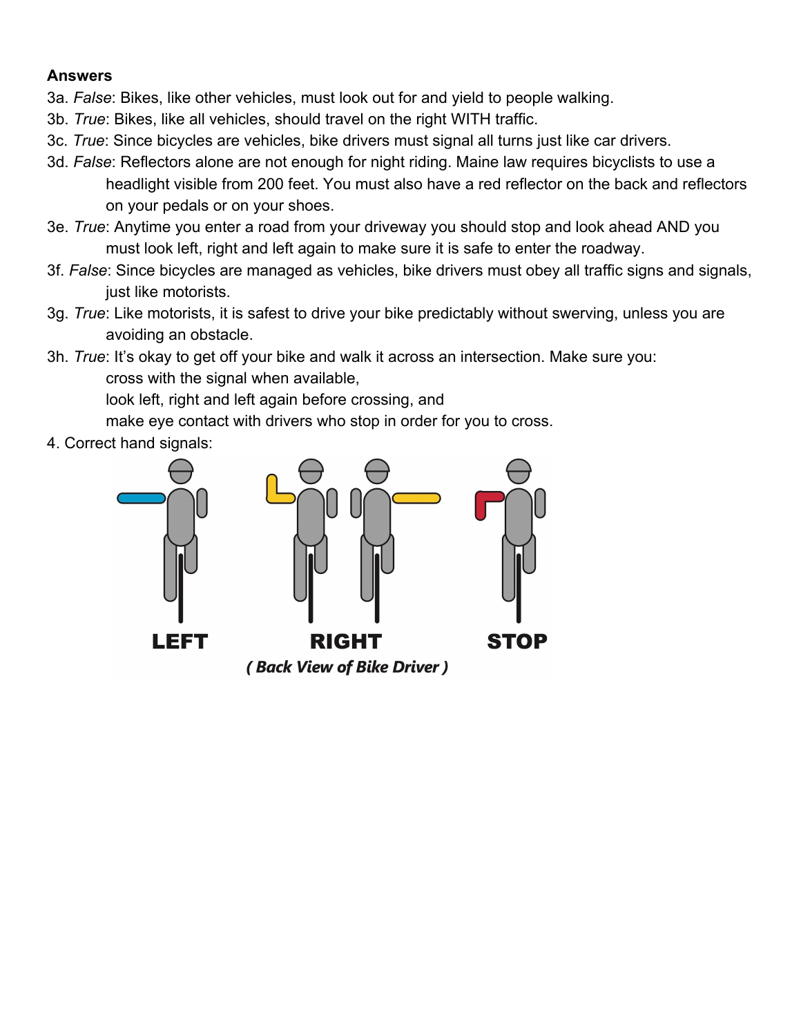**Answers**

3a. *False*: Bikes, like other vehicles, must look out for and yield to people walking.

3b. *True*: Bikes, like all vehicles, should travel on the right WITH traffic.

3c. *True*: Since bicycles are vehicles, bike drivers must signal all turns just like car drivers.

3d. *False*: Reflectors alone are not enough for night riding. Maine law requires bicyclists to use a headlight visible from 200 feet. You must also have a red reflector on the back and reflectors on your pedals or on your shoes.

3e. *True*: Anytime you enter a road from your driveway you should stop and look ahead AND you must look left, right and left again to make sure it is safe to enter the roadway.

3f. *False*: Since bicycles are managed as vehicles, bike drivers must obey all traffic signs and signals, just like motorists.

3g. *True*: Like motorists, it is safest to drive your bike predictably without swerving, unless you are avoiding an obstacle.

3h. *True*: It's okay to get off your bike and walk it across an intersection. Make sure you:
cross with the signal when available,
look left, right and left again before crossing, and
make eye contact with drivers who stop in order for you to cross.

4. Correct hand signals:

LEFT

RIGHT

STOP

***( Back View of Bike Driver )***